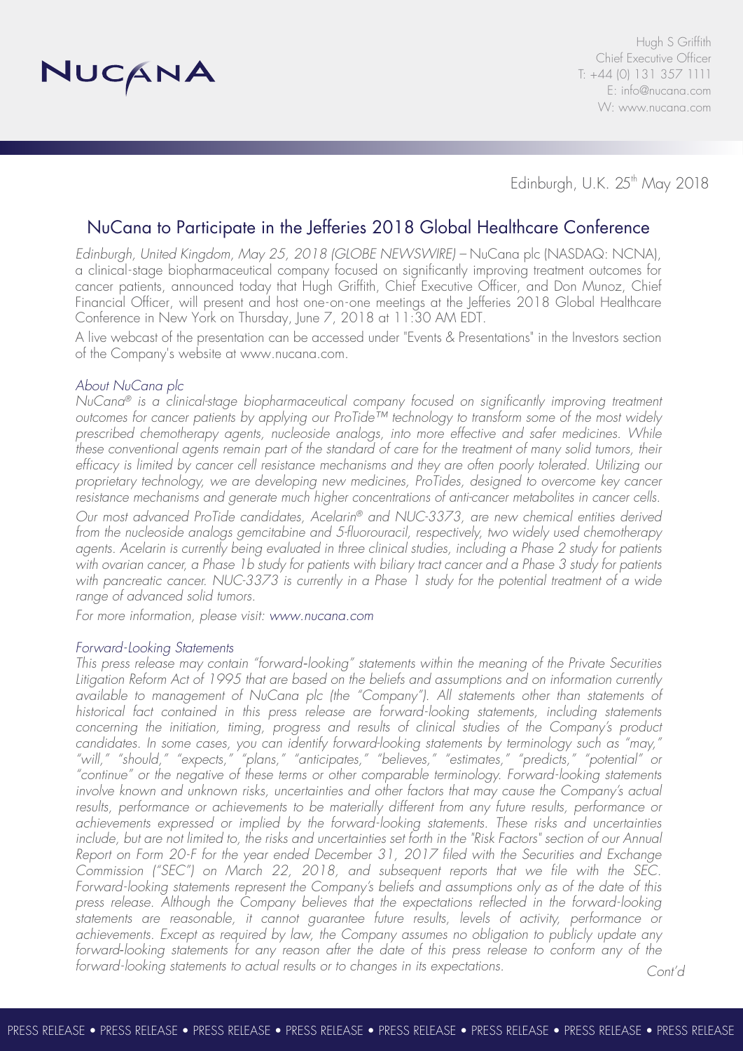NUCANA

Hugh S Griffith
Chief Executive Officer
T: +44 (0) 131 357 1111
E: info@nucana.com
W: www.nucana.com

Edinburgh, U.K. 25th May 2018

# NuCana to Participate in the Jefferies 2018 Global Healthcare Conference

*Edinburgh, United Kingdom, May 25, 2018 (GLOBE NEWSWIRE)* – NuCana plc (NASDAQ: NCNA), a clinical-stage biopharmaceutical company focused on significantly improving treatment outcomes for cancer patients, announced today that Hugh Griffith, Chief Executive Officer, and Don Munoz, Chief Financial Officer, will present and host one-on-one meetings at the Jefferies 2018 Global Healthcare Conference in New York on Thursday, June 7, 2018 at 11:30 AM EDT.

A live webcast of the presentation can be accessed under "Events & Presentations" in the Investors section of the Company's website at www.nucana.com.

## *About NuCana plc*

*NuCana® is a clinical-stage biopharmaceutical company focused on significantly improving treatment outcomes for cancer patients by applying our ProTide™ technology to transform some of the most widely prescribed chemotherapy agents, nucleoside analogs, into more effective and safer medicines. While these conventional agents remain part of the standard of care for the treatment of many solid tumors, their efficacy is limited by cancer cell resistance mechanisms and they are often poorly tolerated. Utilizing our proprietary technology, we are developing new medicines, ProTides, designed to overcome key cancer resistance mechanisms and generate much higher concentrations of anti-cancer metabolites in cancer cells.*

*Our most advanced ProTide candidates, Acelarin® and NUC-3373, are new chemical entities derived from the nucleoside analogs gemcitabine and 5-fluorouracil, respectively, two widely used chemotherapy agents. Acelarin is currently being evaluated in three clinical studies, including a Phase 2 study for patients with ovarian cancer, a Phase 1b study for patients with biliary tract cancer and a Phase 3 study for patients with pancreatic cancer. NUC-3373 is currently in a Phase 1 study for the potential treatment of a wide range of advanced solid tumors.*

*For more information, please visit: www.nucana.com*

## *Forward-Looking Statements*

*This press release may contain "forward-looking" statements within the meaning of the Private Securities Litigation Reform Act of 1995 that are based on the beliefs and assumptions and on information currently available to management of NuCana plc (the "Company"). All statements other than statements of historical fact contained in this press release are forward-looking statements, including statements concerning the initiation, timing, progress and results of clinical studies of the Company's product candidates. In some cases, you can identify forward-looking statements by terminology such as "may," "will," "should," "expects," "plans," "anticipates," "believes," "estimates," "predicts," "potential" or "continue" or the negative of these terms or other comparable terminology. Forward-looking statements involve known and unknown risks, uncertainties and other factors that may cause the Company's actual results, performance or achievements to be materially different from any future results, performance or achievements expressed or implied by the forward-looking statements. These risks and uncertainties include, but are not limited to, the risks and uncertainties set forth in the "Risk Factors" section of our Annual Report on Form 20-F for the year ended December 31, 2017 filed with the Securities and Exchange Commission ("SEC") on March 22, 2018, and subsequent reports that we file with the SEC. Forward-looking statements represent the Company's beliefs and assumptions only as of the date of this press release. Although the Company believes that the expectations reflected in the forward-looking statements are reasonable, it cannot guarantee future results, levels of activity, performance or achievements. Except as required by law, the Company assumes no obligation to publicly update any forward-looking statements for any reason after the date of this press release to conform any of the forward-looking statements to actual results or to changes in its expectations.*

*Cont'd*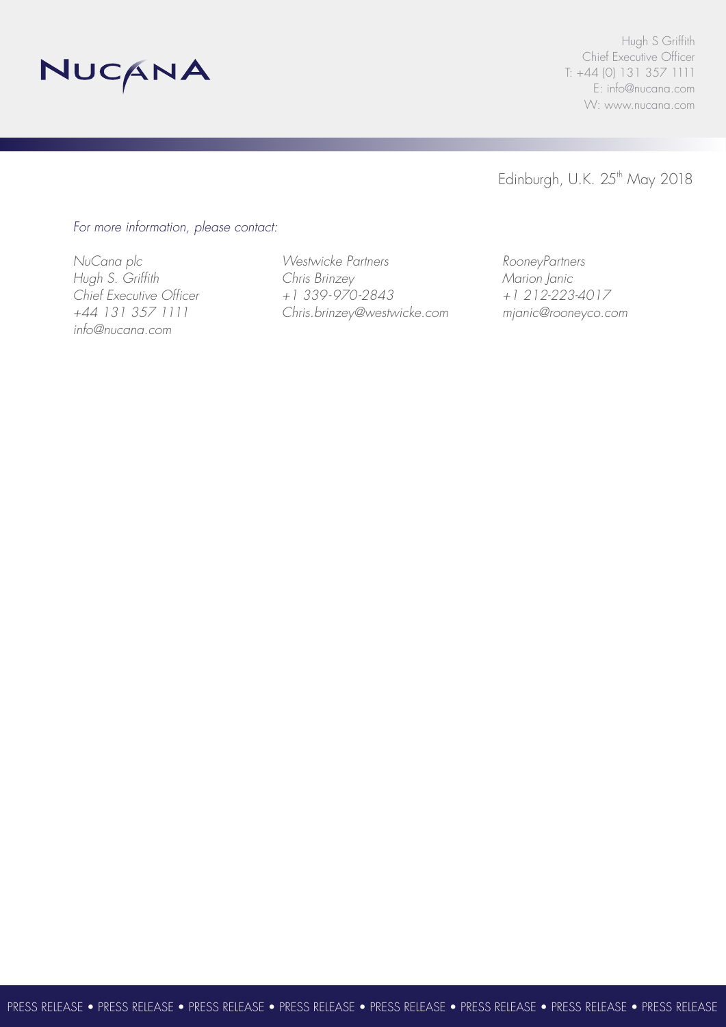Edinburgh, U.K. 25th May 2018

*For more information, please contact:*

*NuCana plc*
*Hugh S. Griffith*
*Chief Executive Officer*
*+44 131 357 1111*
*info@nucana.com*

*Westwicke Partners*
*Chris Brinzey*
*+1 339-970-2843*
*Chris.brinzey@westwicke.com*

*RooneyPartners*
*Marion Janic*
*+1 212-223-4017*
*mjanic@rooneyco.com*